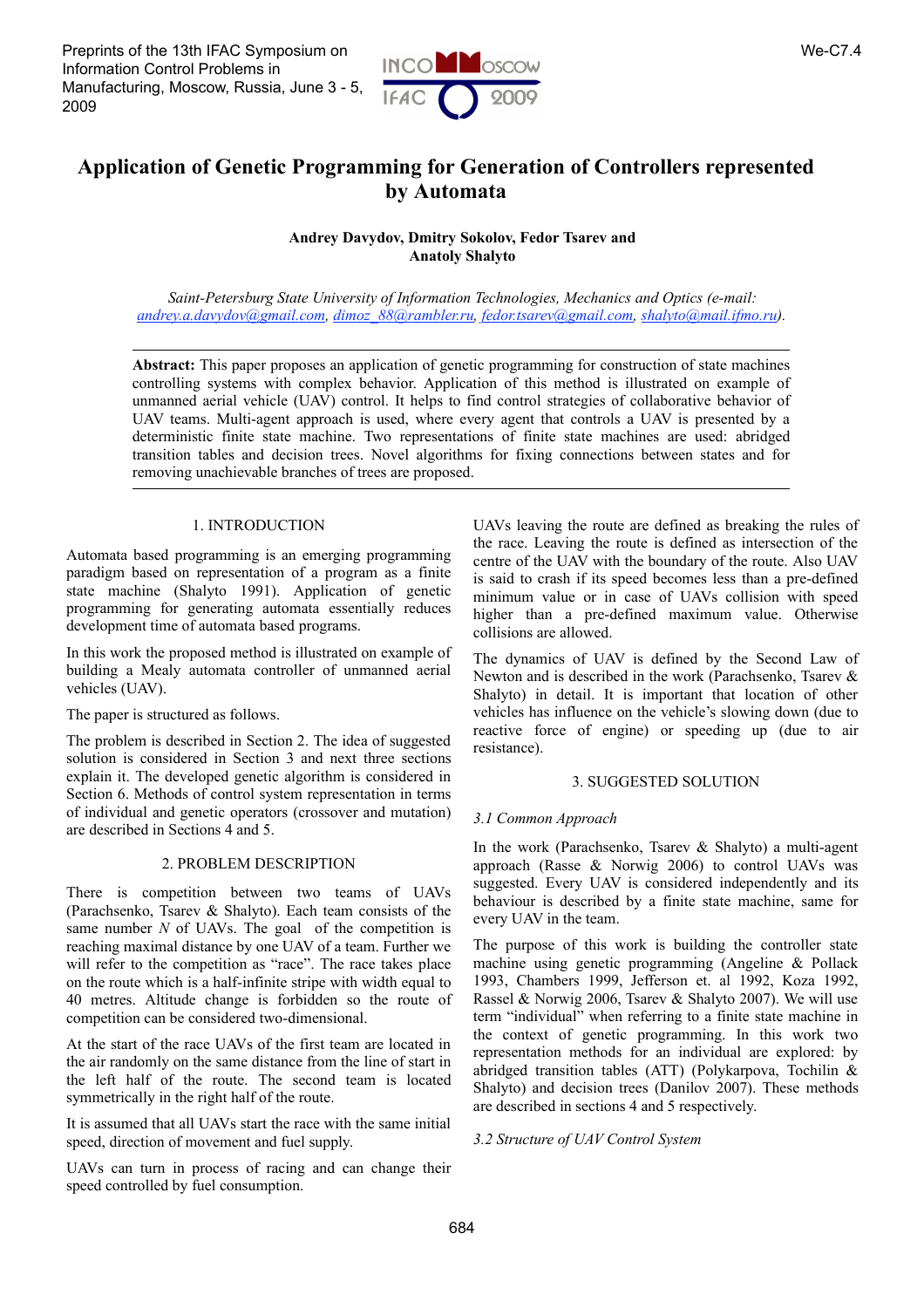# Application of Genetic Programming for Generation of Controllers represented by Automata

**Andrey Davydov, Dmitry Sokolov, Fedor Tsarev and Anatoly Shalyto**

*Saint-Petersburg State University of Information Technologies, Mechanics and Optics (e-mail: andrey.a.davydov@gmail.com, dimoz_88@rambler.ru, fedor.tsarev@gmail.com, shalyto@mail.ifmo.ru).*

**Abstract:** This paper proposes an application of genetic programming for construction of state machines controlling systems with complex behavior. Application of this method is illustrated on example of unmanned aerial vehicle (UAV) control. It helps to find control strategies of collaborative behavior of UAV teams. Multi-agent approach is used, where every agent that controls a UAV is presented by a deterministic finite state machine. Two representations of finite state machines are used: abridged transition tables and decision trees. Novel algorithms for fixing connections between states and for removing unachievable branches of trees are proposed.

## 1. INTRODUCTION

Automata based programming is an emerging programming paradigm based on representation of a program as a finite state machine (Shalyto 1991). Application of genetic programming for generating automata essentially reduces development time of automata based programs.

In this work the proposed method is illustrated on example of building a Mealy automata controller of unmanned aerial vehicles (UAV).

The paper is structured as follows.

The problem is described in Section 2. The idea of suggested solution is considered in Section 3 and next three sections explain it. The developed genetic algorithm is considered in Section 6. Methods of control system representation in terms of individual and genetic operators (crossover and mutation) are described in Sections 4 and 5.

## 2. PROBLEM DESCRIPTION

There is competition between two teams of UAVs (Parachsenko, Tsarev & Shalyto). Each team consists of the same number $N$ of UAVs. The goal of the competition is reaching maximal distance by one UAV of a team. Further we will refer to the competition as "race". The race takes place on the route which is a half-infinite stripe with width equal to 40 metres. Altitude change is forbidden so the route of competition can be considered two-dimensional.

At the start of the race UAVs of the first team are located in the air randomly on the same distance from the line of start in the left half of the route. The second team is located symmetrically in the right half of the route.

It is assumed that all UAVs start the race with the same initial speed, direction of movement and fuel supply.

UAVs can turn in process of racing and can change their speed controlled by fuel consumption.

UAVs leaving the route are defined as breaking the rules of the race. Leaving the route is defined as intersection of the centre of the UAV with the boundary of the route. Also UAV is said to crash if its speed becomes less than a pre-defined minimum value or in case of UAVs collision with speed higher than a pre-defined maximum value. Otherwise collisions are allowed.

The dynamics of UAV is defined by the Second Law of Newton and is described in the work (Parachsenko, Tsarev & Shalyto) in detail. It is important that location of other vehicles has influence on the vehicle's slowing down (due to reactive force of engine) or speeding up (due to air resistance).

## 3. SUGGESTED SOLUTION

### *3.1 Common Approach*

In the work (Parachsenko, Tsarev & Shalyto) a multi-agent approach (Rasse & Norwig 2006) to control UAVs was suggested. Every UAV is considered independently and its behaviour is described by a finite state machine, same for every UAV in the team.

The purpose of this work is building the controller state machine using genetic programming (Angeline & Pollack 1993, Chambers 1999, Jefferson et. al 1992, Koza 1992, Rassel & Norwig 2006, Tsarev & Shalyto 2007). We will use term "individual" when referring to a finite state machine in the context of genetic programming. In this work two representation methods for an individual are explored: by abridged transition tables (ATT) (Polykarpova, Tochilin & Shalyto) and decision trees (Danilov 2007). These methods are described in sections 4 and 5 respectively.

### *3.2 Structure of UAV Control System*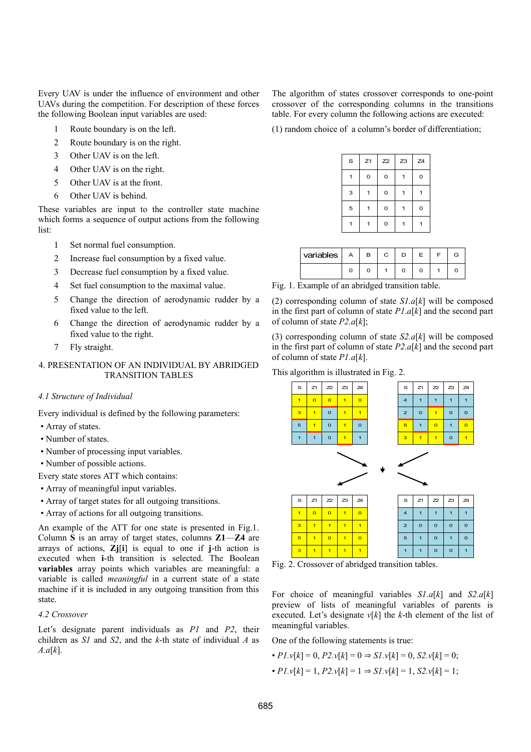Every UAV is under the influence of environment and other UAVs during the competition. For description of these forces the following Boolean input variables are used:

1. Route boundary is on the left.
2. Route boundary is on the right.
3. Other UAV is on the left.
4. Other UAV is on the right.
5. Other UAV is at the front.
6. Other UAV is behind.

These variables are input to the controller state machine which forms a sequence of output actions from the following list:

1. Set normal fuel consumption.
2. Increase fuel consumption by a fixed value.
3. Decrease fuel consumption by a fixed value.
4. Set fuel consumption to the maximal value.
5. Change the direction of aerodynamic rudder by a fixed value to the left.
6. Change the direction of aerodynamic rudder by a fixed value to the right.
7. Fly straight.

## 4. PRESENTATION OF AN INDIVIDUAL BY ABRIDGED TRANSITION TABLES

### *4.1 Structure of Individual*

Every individual is defined by the following parameters:

- Array of states.
- Number of states.
- Number of processing input variables.
- Number of possible actions.

Every state stores ATT which contains:

- Array of meaningful input variables.
- Array of target states for all outgoing transitions.
- Array of actions for all outgoing transitions.

An example of the ATT for one state is presented in Fig.1. Column **S** is an array of target states, columns **Z1**—**Z4** are arrays of actions, **Zj**[**i**] is equal to one if **j**-th action is executed when **i**-th transition is selected. The Boolean **variables** array points which variables are meaningful: a variable is called *meaningful* in a current state of a state machine if it is included in any outgoing transition from this state.

### *4.2 Crossover*

Let's designate parent individuals as *P1* and *P2*, their children as *S1* and *S2*, and the *k*-th state of individual *A* as *A.a*[*k*].

The algorithm of states crossover corresponds to one-point crossover of the corresponding columns in the transitions table. For every column the following actions are executed:

(1) random choice of a column's border of differentiation;

| S | Z1 | Z2 | Z3 | Z4 |
|---|---|---|---|---|
| 1 | 0 | 0 | 1 | 0 |
| 3 | 1 | 0 | 1 | 1 |
| 5 | 1 | 0 | 1 | 0 |
| 1 | 1 | 0 | 1 | 1 |

| variables | A | B | C | D | E | F | G |
|---|---|---|---|---|---|---|---|
| | 0 | 0 | 1 | 0 | 0 | 1 | 0 |

Fig. 1. Example of an abridged transition table.

(2) corresponding column of state *S1.a*[*k*] will be composed in the first part of column of state *P1.a*[*k*] and the second part of column of state *P2.a*[*k*];

(3) corresponding column of state *S2.a*[*k*] will be composed in the first part of column of state *P2.a*[*k*] and the second part of column of state *P1.a*[*k*].

This algorithm is illustrated in Fig. 2.

Parents:

| S | Z1 | Z2 | Z3 | Z4 |
|---|---|---|---|---|
| 1 | 0 | 0 | 1 | 0 |
| 3 | 1 | 0 | 1 | 1 |
| 5 | 1 | 0 | 1 | 0 |
| 1 | 1 | 0 | 1 | 1 |

| S | Z1 | Z2 | Z3 | Z4 |
|---|---|---|---|---|
| 4 | 1 | 1 | 1 | 1 |
| 2 | 0 | 1 | 0 | 0 |
| 5 | 1 | 0 | 1 | 0 |
| 3 | 1 | 1 | 0 | 1 |

Children:

| S | Z1 | Z2 | Z3 | Z4 |
|---|---|---|---|---|
| 1 | 0 | 0 | 1 | 0 |
| 3 | 1 | 1 | 1 | 1 |
| 5 | 1 | 0 | 1 | 0 |
| 3 | 1 | 1 | 1 | 1 |

| S | Z1 | Z2 | Z3 | Z4 |
|---|---|---|---|---|
| 4 | 1 | 1 | 1 | 1 |
| 2 | 0 | 0 | 0 | 0 |
| 5 | 1 | 0 | 1 | 0 |
| 1 | 1 | 0 | 0 | 1 |

Fig. 2. Crossover of abridged transition tables.

For choice of meaningful variables *S1.a*[*k*] and *S2.a*[*k*] preview of lists of meaningful variables of parents is executed. Let's designate *v*[*k*] the *k*-th element of the list of meaningful variables.

One of the following statements is true:

- $P1.v[k] = 0,\ P2.v[k] = 0 \Rightarrow S1.v[k] = 0,\ S2.v[k] = 0;$
- $P1.v[k] = 1,\ P2.v[k] = 1 \Rightarrow S1.v[k] = 1,\ S2.v[k] = 1;$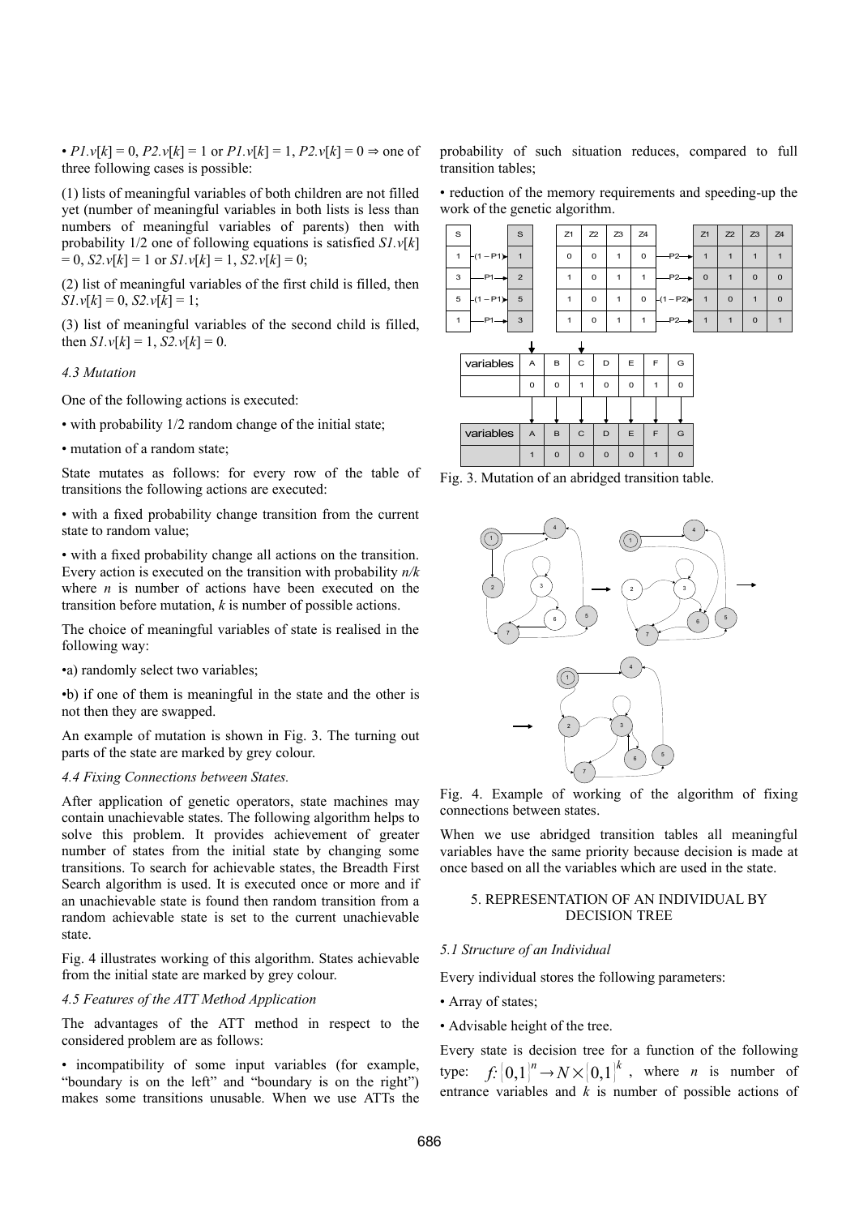• $P1.v[k] = 0$, $P2.v[k] = 1$ or $P1.v[k] = 1$, $P2.v[k] = 0 \Rightarrow$ one of three following cases is possible:

(1) lists of meaningful variables of both children are not filled yet (number of meaningful variables in both lists is less than numbers of meaningful variables of parents) then with probability 1/2 one of following equations is satisfied $S1.v[k] = 0$, $S2.v[k] = 1$ or $S1.v[k] = 1$, $S2.v[k] = 0$;

(2) list of meaningful variables of the first child is filled, then $S1.v[k] = 0$, $S2.v[k] = 1$;

(3) list of meaningful variables of the second child is filled, then $S1.v[k] = 1$, $S2.v[k] = 0$.

### *4.3 Mutation*

One of the following actions is executed:

• with probability 1/2 random change of the initial state;

• mutation of a random state;

State mutates as follows: for every row of the table of transitions the following actions are executed:

• with a fixed probability change transition from the current state to random value;

• with a fixed probability change all actions on the transition. Every action is executed on the transition with probability $n/k$ where $n$ is number of actions have been executed on the transition before mutation, $k$ is number of possible actions.

The choice of meaningful variables of state is realised in the following way:

•a) randomly select two variables;

•b) if one of them is meaningful in the state and the other is not then they are swapped.

An example of mutation is shown in Fig. 3. The turning out parts of the state are marked by grey colour.

### *4.4 Fixing Connections between States.*

After application of genetic operators, state machines may contain unachievable states. The following algorithm helps to solve this problem. It provides achievement of greater number of states from the initial state by changing some transitions. To search for achievable states, the Breadth First Search algorithm is used. It is executed once or more and if an unachievable state is found then random transition from a random achievable state is set to the current unachievable state.

Fig. 4 illustrates working of this algorithm. States achievable from the initial state are marked by grey colour.

### *4.5 Features of the ATT Method Application*

The advantages of the ATT method in respect to the considered problem are as follows:

• incompatibility of some input variables (for example, "boundary is on the left" and "boundary is on the right") makes some transitions unusable. When we use ATTs the probability of such situation reduces, compared to full transition tables;

• reduction of the memory requirements and speeding-up the work of the genetic algorithm.

Fig. 3. Mutation of an abridged transition table.

Fig. 4. Example of working of the algorithm of fixing connections between states.

When we use abridged transition tables all meaningful variables have the same priority because decision is made at once based on all the variables which are used in the state.

## 5. REPRESENTATION OF AN INDIVIDUAL BY DECISION TREE

### *5.1 Structure of an Individual*

Every individual stores the following parameters:

• Array of states;

• Advisable height of the tree.

Every state is decision tree for a function of the following type: $f: \{0,1\}^n \rightarrow N \times \{0,1\}^k$, where $n$ is number of entrance variables and $k$ is number of possible actions of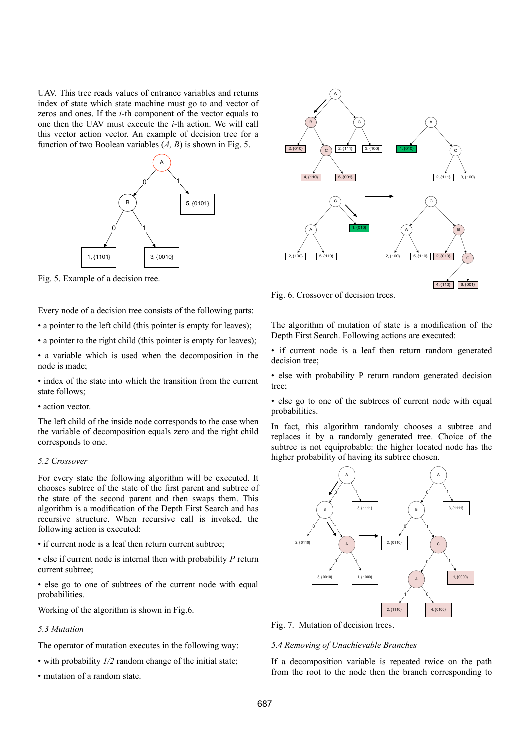UAV. This tree reads values of entrance variables and returns index of state which state machine must go to and vector of zeros and ones. If the *i*-th component of the vector equals to one then the UAV must execute the *i*-th action. We will call this vector action vector. An example of decision tree for a function of two Boolean variables (*A, B*) is shown in Fig. 5.

Fig. 5. Example of a decision tree.

Every node of a decision tree consists of the following parts:

• a pointer to the left child (this pointer is empty for leaves);

• a pointer to the right child (this pointer is empty for leaves);

• a variable which is used when the decomposition in the node is made;

• index of the state into which the transition from the current state follows;

• action vector.

The left child of the inside node corresponds to the case when the variable of decomposition equals zero and the right child corresponds to one.

*5.2 Crossover*

For every state the following algorithm will be executed. It chooses subtree of the state of the first parent and subtree of the state of the second parent and then swaps them. This algorithm is a modification of the Depth First Search and has recursive structure. When recursive call is invoked, the following action is executed:

• if current node is a leaf then return current subtree;

• else if current node is internal then with probability *P* return current subtree;

• else go to one of subtrees of the current node with equal probabilities.

Working of the algorithm is shown in Fig.6.

*5.3 Mutation*

The operator of mutation executes in the following way:

• with probability *1/2* random change of the initial state;

• mutation of a random state.

Fig. 6. Crossover of decision trees.

The algorithm of mutation of state is a modification of the Depth First Search. Following actions are executed:

• if current node is a leaf then return random generated decision tree;

• else with probability P return random generated decision tree;

• else go to one of the subtrees of current node with equal probabilities.

In fact, this algorithm randomly chooses a subtree and replaces it by a randomly generated tree. Choice of the subtree is not equiprobable: the higher located node has the higher probability of having its subtree chosen.

Fig. 7. Mutation of decision trees.

*5.4 Removing of Unachievable Branches*

If a decomposition variable is repeated twice on the path from the root to the node then the branch corresponding to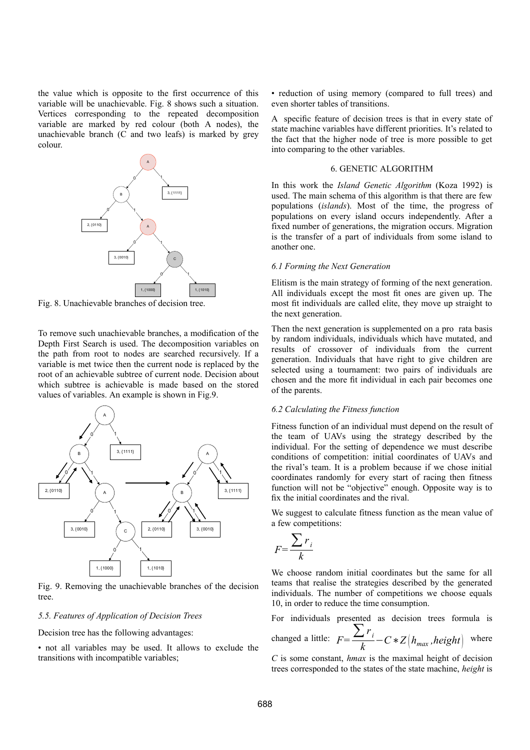the value which is opposite to the first occurrence of this variable will be unachievable. Fig. 8 shows such a situation. Vertices corresponding to the repeated decomposition variable are marked by red colour (both A nodes), the unachievable branch (C and two leafs) is marked by grey colour.

Fig. 8. Unachievable branches of decision tree.

To remove such unachievable branches, a modification of the Depth First Search is used. The decomposition variables on the path from root to nodes are searched recursively. If a variable is met twice then the current node is replaced by the root of an achievable subtree of current node. Decision about which subtree is achievable is made based on the stored values of variables. An example is shown in Fig.9.

Fig. 9. Removing the unachievable branches of the decision tree.

### 5.5. Features of Application of Decision Trees

Decision tree has the following advantages:

- not all variables may be used. It allows to exclude the transitions with incompatible variables;
- reduction of using memory (compared to full trees) and even shorter tables of transitions.

A specific feature of decision trees is that in every state of state machine variables have different priorities. It's related to the fact that the higher node of tree is more possible to get into comparing to the other variables.

## 6. GENETIC ALGORITHM

In this work the *Island Genetic Algorithm* (Koza 1992) is used. The main schema of this algorithm is that there are few populations (*islands*). Most of the time, the progress of populations on every island occurs independently. After a fixed number of generations, the migration occurs. Migration is the transfer of a part of individuals from some island to another one.

### 6.1 Forming the Next Generation

Elitism is the main strategy of forming of the next generation. All individuals except the most fit ones are given up. The most fit individuals are called elite, they move up straight to the next generation.

Then the next generation is supplemented on a pro rata basis by random individuals, individuals which have mutated, and results of crossover of individuals from the current generation. Individuals that have right to give children are selected using a tournament: two pairs of individuals are chosen and the more fit individual in each pair becomes one of the parents.

### 6.2 Calculating the Fitness function

Fitness function of an individual must depend on the result of the team of UAVs using the strategy described by the individual. For the setting of dependence we must describe conditions of competition: initial coordinates of UAVs and the rival's team. It is a problem because if we chose initial coordinates randomly for every start of racing then fitness function will not be "objective" enough. Opposite way is to fix the initial coordinates and the rival.

We suggest to calculate fitness function as the mean value of a few competitions:

$$F = \frac{\sum r_i}{k}$$

We choose random initial coordinates but the same for all teams that realise the strategies described by the generated individuals. The number of competitions we choose equals 10, in order to reduce the time consumption.

For individuals presented as decision trees formula is changed a little: $F = \frac{\sum r_i}{k} - C * Z(h_{max}, height)$ where $C$ is some constant, *hmax* is the maximal height of decision trees corresponded to the states of the state machine, *height* is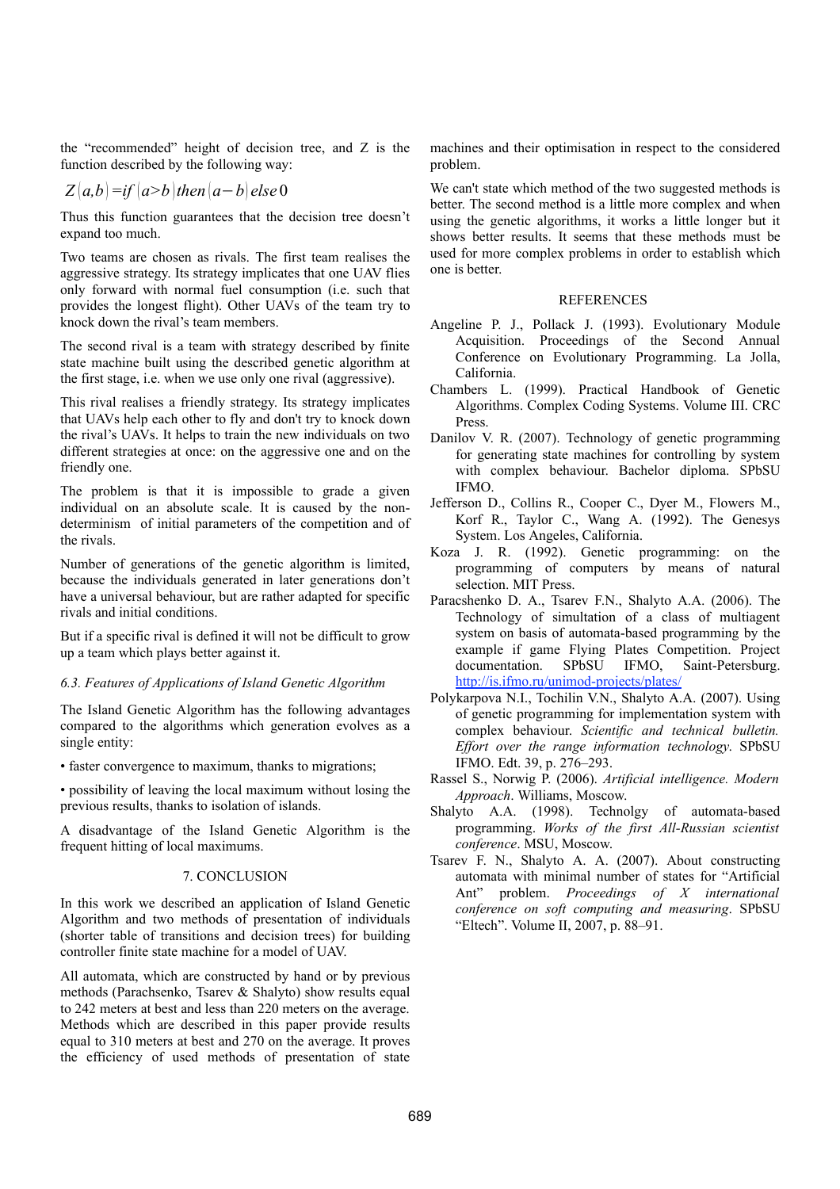the "recommended" height of decision tree, and Z is the function described by the following way:

$$Z(a,b) = if(a>b) \, then \, (a-b) \, else \, 0$$

Thus this function guarantees that the decision tree doesn't expand too much.

Two teams are chosen as rivals. The first team realises the aggressive strategy. Its strategy implicates that one UAV flies only forward with normal fuel consumption (i.e. such that provides the longest flight). Other UAVs of the team try to knock down the rival's team members.

The second rival is a team with strategy described by finite state machine built using the described genetic algorithm at the first stage, i.e. when we use only one rival (aggressive).

This rival realises a friendly strategy. Its strategy implicates that UAVs help each other to fly and don't try to knock down the rival's UAVs. It helps to train the new individuals on two different strategies at once: on the aggressive one and on the friendly one.

The problem is that it is impossible to grade a given individual on an absolute scale. It is caused by the non-determinism of initial parameters of the competition and of the rivals.

Number of generations of the genetic algorithm is limited, because the individuals generated in later generations don't have a universal behaviour, but are rather adapted for specific rivals and initial conditions.

But if a specific rival is defined it will not be difficult to grow up a team which plays better against it.

### *6.3. Features of Applications of Island Genetic Algorithm*

The Island Genetic Algorithm has the following advantages compared to the algorithms which generation evolves as a single entity:

- faster convergence to maximum, thanks to migrations;
- possibility of leaving the local maximum without losing the previous results, thanks to isolation of islands.

A disadvantage of the Island Genetic Algorithm is the frequent hitting of local maximums.

## 7. CONCLUSION

In this work we described an application of Island Genetic Algorithm and two methods of presentation of individuals (shorter table of transitions and decision trees) for building controller finite state machine for a model of UAV.

All automata, which are constructed by hand or by previous methods (Parachsenko, Tsarev & Shalyto) show results equal to 242 meters at best and less than 220 meters on the average. Methods which are described in this paper provide results equal to 310 meters at best and 270 on the average. It proves the efficiency of used methods of presentation of state machines and their optimisation in respect to the considered problem.

We can't state which method of the two suggested methods is better. The second method is a little more complex and when using the genetic algorithms, it works a little longer but it shows better results. It seems that these methods must be used for more complex problems in order to establish which one is better.

## REFERENCES

Angeline P. J., Pollack J. (1993). Evolutionary Module Acquisition. Proceedings of the Second Annual Conference on Evolutionary Programming. La Jolla, California.

Chambers L. (1999). Practical Handbook of Genetic Algorithms. Complex Coding Systems. Volume III. CRC Press.

Danilov V. R. (2007). Technology of genetic programming for generating state machines for controlling by system with complex behaviour. Bachelor diploma. SPbSU IFMO.

Jefferson D., Collins R., Cooper C., Dyer M., Flowers M., Korf R., Taylor C., Wang A. (1992). The Genesys System. Los Angeles, California.

Koza J. R. (1992). Genetic programming: on the programming of computers by means of natural selection. MIT Press.

Paracshenko D. A., Tsarev F.N., Shalyto A.A. (2006). The Technology of simultation of a class of multiagent system on basis of automata-based programming by the example if game Flying Plates Competition. Project documentation. SPbSU IFMO, Saint-Petersburg. http://is.ifmo.ru/unimod-projects/plates/

Polykarpova N.I., Tochilin V.N., Shalyto A.A. (2007). Using of genetic programming for implementation system with complex behaviour. *Scientific and technical bulletin. Effort over the range information technology*. SPbSU IFMO. Edt. 39, p. 276–293.

Rassel S., Norwig P. (2006). *Artificial intelligence. Modern Approach*. Williams, Moscow.

Shalyto A.A. (1998). Technolgy of automata-based programming. *Works of the first All-Russian scientist conference*. MSU, Moscow.

Tsarev F. N., Shalyto A. A. (2007). About constructing automata with minimal number of states for "Artificial Ant" problem. *Proceedings of X international conference on soft computing and measuring*. SPbSU "Eltech". Volume II, 2007, p. 88–91.